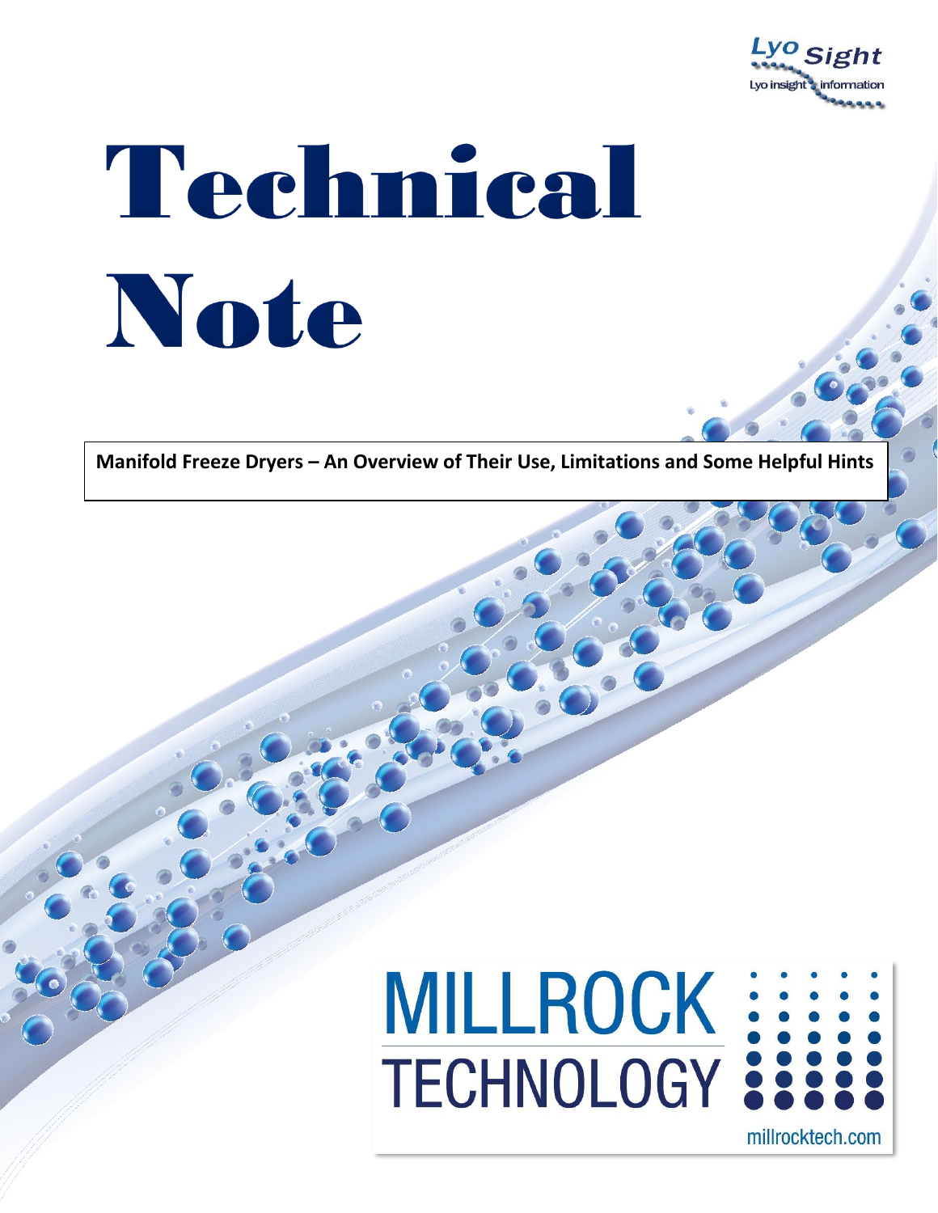Lyo Sight

Lyo insight information

# Technical Note

**Manifold Freeze Dryers – An Overview of Their Use, Limitations and Some Helpful Hints**

MILLROCK TECHNOLOGY

millrocktech.com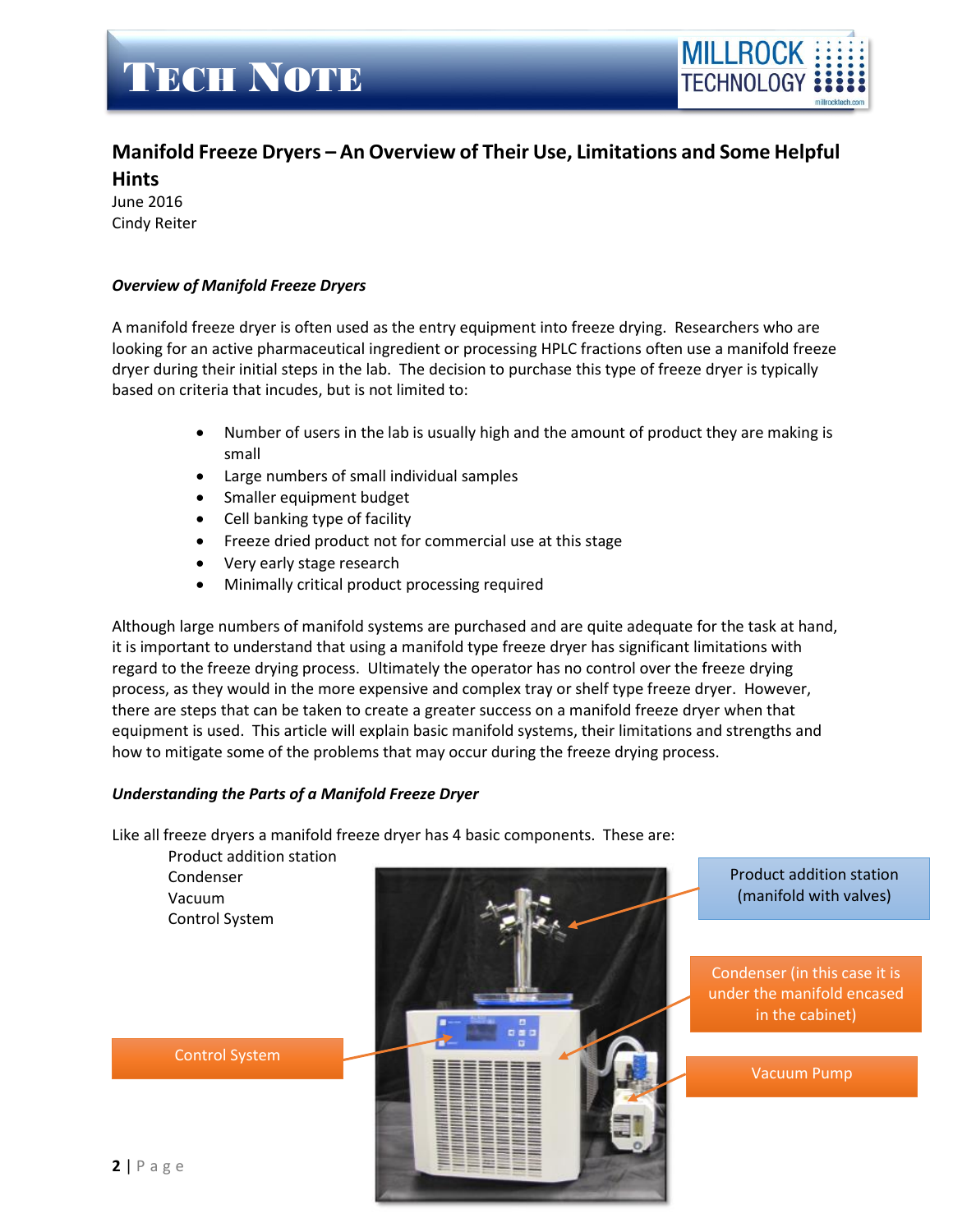# Manifold Freeze Dryers – An Overview of Their Use, Limitations and Some Helpful Hints

June 2016
Cindy Reiter

### *Overview of Manifold Freeze Dryers*

A manifold freeze dryer is often used as the entry equipment into freeze drying. Researchers who are looking for an active pharmaceutical ingredient or processing HPLC fractions often use a manifold freeze dryer during their initial steps in the lab. The decision to purchase this type of freeze dryer is typically based on criteria that incudes, but is not limited to:

- Number of users in the lab is usually high and the amount of product they are making is small
- Large numbers of small individual samples
- Smaller equipment budget
- Cell banking type of facility
- Freeze dried product not for commercial use at this stage
- Very early stage research
- Minimally critical product processing required

Although large numbers of manifold systems are purchased and are quite adequate for the task at hand, it is important to understand that using a manifold type freeze dryer has significant limitations with regard to the freeze drying process. Ultimately the operator has no control over the freeze drying process, as they would in the more expensive and complex tray or shelf type freeze dryer. However, there are steps that can be taken to create a greater success on a manifold freeze dryer when that equipment is used. This article will explain basic manifold systems, their limitations and strengths and how to mitigate some of the problems that may occur during the freeze drying process.

### *Understanding the Parts of a Manifold Freeze Dryer*

Like all freeze dryers a manifold freeze dryer has 4 basic components. These are:

Product addition station
Condenser
Vacuum
Control System

Product addition station (manifold with valves)

Condenser (in this case it is under the manifold encased in the cabinet)

Vacuum Pump

Control System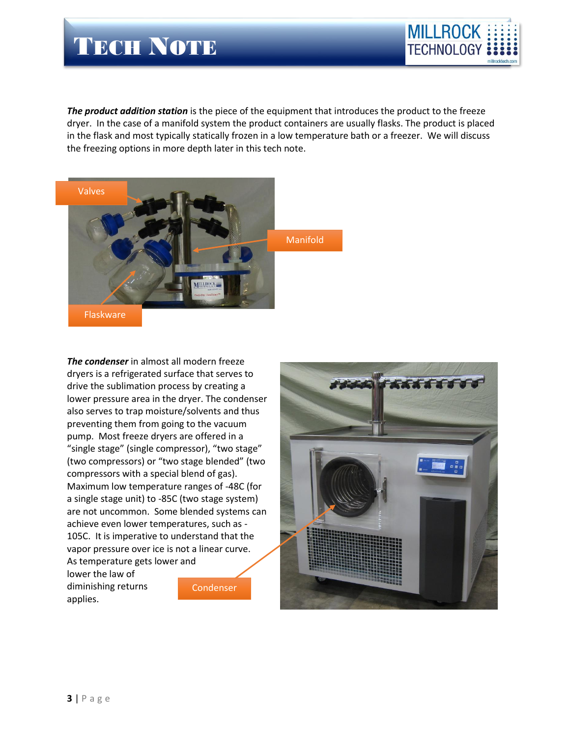***The product addition station*** is the piece of the equipment that introduces the product to the freeze dryer. In the case of a manifold system the product containers are usually flasks. The product is placed in the flask and most typically statically frozen in a low temperature bath or a freezer. We will discuss the freezing options in more depth later in this tech note.

***The condenser*** in almost all modern freeze dryers is a refrigerated surface that serves to drive the sublimation process by creating a lower pressure area in the dryer. The condenser also serves to trap moisture/solvents and thus preventing them from going to the vacuum pump. Most freeze dryers are offered in a "single stage" (single compressor), "two stage" (two compressors) or "two stage blended" (two compressors with a special blend of gas). Maximum low temperature ranges of -48C (for a single stage unit) to -85C (two stage system) are not uncommon. Some blended systems can achieve even lower temperatures, such as -105C. It is imperative to understand that the vapor pressure over ice is not a linear curve. As temperature gets lower and lower the law of diminishing returns applies.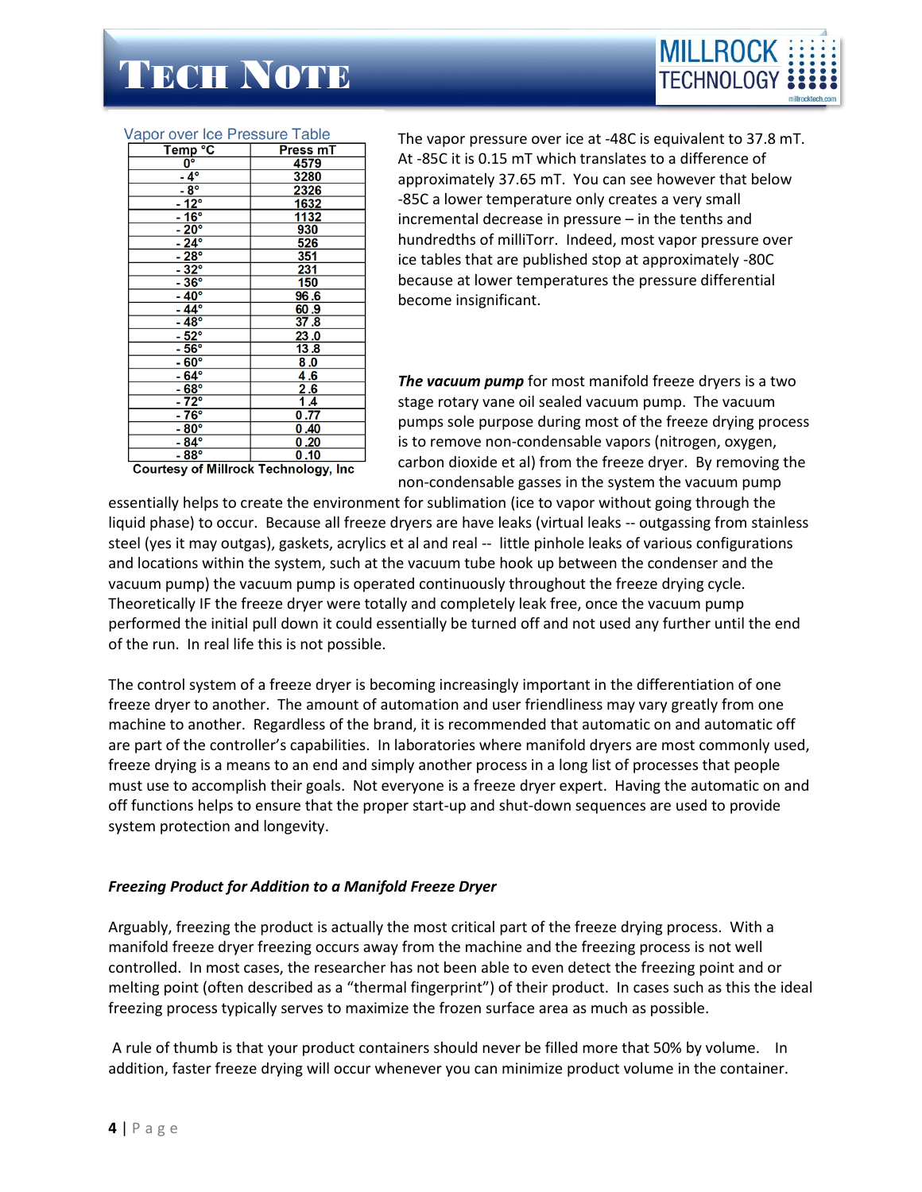Vapor over Ice Pressure Table

| Temp °C | Press mT |
|---|---|
| 0° | 4579 |
| - 4° | 3280 |
| - 8° | 2326 |
| - 12° | 1632 |
| - 16° | 1132 |
| - 20° | 930 |
| - 24° | 526 |
| - 28° | 351 |
| - 32° | 231 |
| - 36° | 150 |
| - 40° | 96.6 |
| - 44° | 60.9 |
| - 48° | 37.8 |
| - 52° | 23.0 |
| - 56° | 13.8 |
| - 60° | 8.0 |
| - 64° | 4.6 |
| - 68° | 2.6 |
| - 72° | 1.4 |
| - 76° | 0.77 |
| - 80° | 0.40 |
| - 84° | 0.20 |
| - 88° | 0.10 |

Courtesy of Millrock Technology, Inc

The vapor pressure over ice at -48C is equivalent to 37.8 mT. At -85C it is 0.15 mT which translates to a difference of approximately 37.65 mT. You can see however that below -85C a lower temperature only creates a very small incremental decrease in pressure – in the tenths and hundredths of milliTorr. Indeed, most vapor pressure over ice tables that are published stop at approximately -80C because at lower temperatures the pressure differential become insignificant.

***The vacuum pump*** for most manifold freeze dryers is a two stage rotary vane oil sealed vacuum pump. The vacuum pumps sole purpose during most of the freeze drying process is to remove non-condensable vapors (nitrogen, oxygen, carbon dioxide et al) from the freeze dryer. By removing the non-condensable gasses in the system the vacuum pump essentially helps to create the environment for sublimation (ice to vapor without going through the liquid phase) to occur. Because all freeze dryers are have leaks (virtual leaks -- outgassing from stainless steel (yes it may outgas), gaskets, acrylics et al and real -- little pinhole leaks of various configurations and locations within the system, such at the vacuum tube hook up between the condenser and the vacuum pump) the vacuum pump is operated continuously throughout the freeze drying cycle. Theoretically IF the freeze dryer were totally and completely leak free, once the vacuum pump performed the initial pull down it could essentially be turned off and not used any further until the end of the run. In real life this is not possible.

The control system of a freeze dryer is becoming increasingly important in the differentiation of one freeze dryer to another. The amount of automation and user friendliness may vary greatly from one machine to another. Regardless of the brand, it is recommended that automatic on and automatic off are part of the controller's capabilities. In laboratories where manifold dryers are most commonly used, freeze drying is a means to an end and simply another process in a long list of processes that people must use to accomplish their goals. Not everyone is a freeze dryer expert. Having the automatic on and off functions helps to ensure that the proper start-up and shut-down sequences are used to provide system protection and longevity.

***Freezing Product for Addition to a Manifold Freeze Dryer***

Arguably, freezing the product is actually the most critical part of the freeze drying process. With a manifold freeze dryer freezing occurs away from the machine and the freezing process is not well controlled. In most cases, the researcher has not been able to even detect the freezing point and or melting point (often described as a "thermal fingerprint") of their product. In cases such as this the ideal freezing process typically serves to maximize the frozen surface area as much as possible.

A rule of thumb is that your product containers should never be filled more that 50% by volume. In addition, faster freeze drying will occur whenever you can minimize product volume in the container.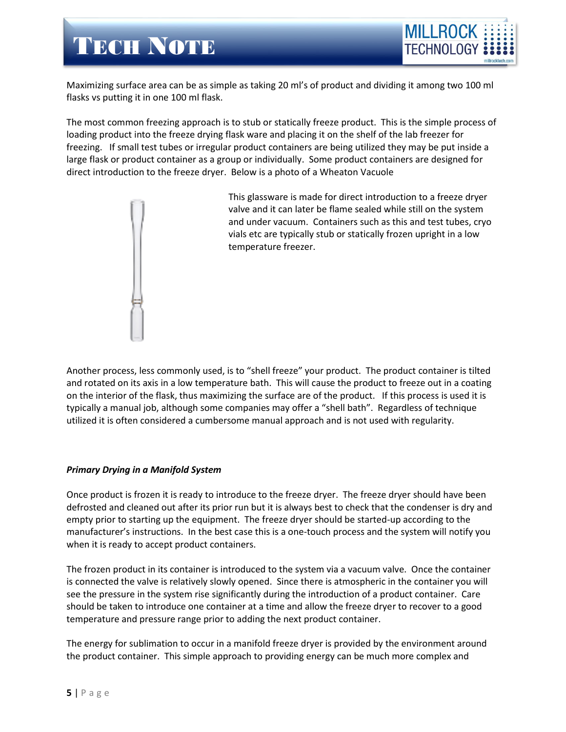Maximizing surface area can be as simple as taking 20 ml's of product and dividing it among two 100 ml flasks vs putting it in one 100 ml flask.

The most common freezing approach is to stub or statically freeze product. This is the simple process of loading product into the freeze drying flask ware and placing it on the shelf of the lab freezer for freezing. If small test tubes or irregular product containers are being utilized they may be put inside a large flask or product container as a group or individually. Some product containers are designed for direct introduction to the freeze dryer. Below is a photo of a Wheaton Vacuole

This glassware is made for direct introduction to a freeze dryer valve and it can later be flame sealed while still on the system and under vacuum. Containers such as this and test tubes, cryo vials etc are typically stub or statically frozen upright in a low temperature freezer.

Another process, less commonly used, is to "shell freeze" your product. The product container is tilted and rotated on its axis in a low temperature bath. This will cause the product to freeze out in a coating on the interior of the flask, thus maximizing the surface are of the product. If this process is used it is typically a manual job, although some companies may offer a "shell bath". Regardless of technique utilized it is often considered a cumbersome manual approach and is not used with regularity.

***Primary Drying in a Manifold System***

Once product is frozen it is ready to introduce to the freeze dryer. The freeze dryer should have been defrosted and cleaned out after its prior run but it is always best to check that the condenser is dry and empty prior to starting up the equipment. The freeze dryer should be started-up according to the manufacturer's instructions. In the best case this is a one-touch process and the system will notify you when it is ready to accept product containers.

The frozen product in its container is introduced to the system via a vacuum valve. Once the container is connected the valve is relatively slowly opened. Since there is atmospheric in the container you will see the pressure in the system rise significantly during the introduction of a product container. Care should be taken to introduce one container at a time and allow the freeze dryer to recover to a good temperature and pressure range prior to adding the next product container.

The energy for sublimation to occur in a manifold freeze dryer is provided by the environment around the product container. This simple approach to providing energy can be much more complex and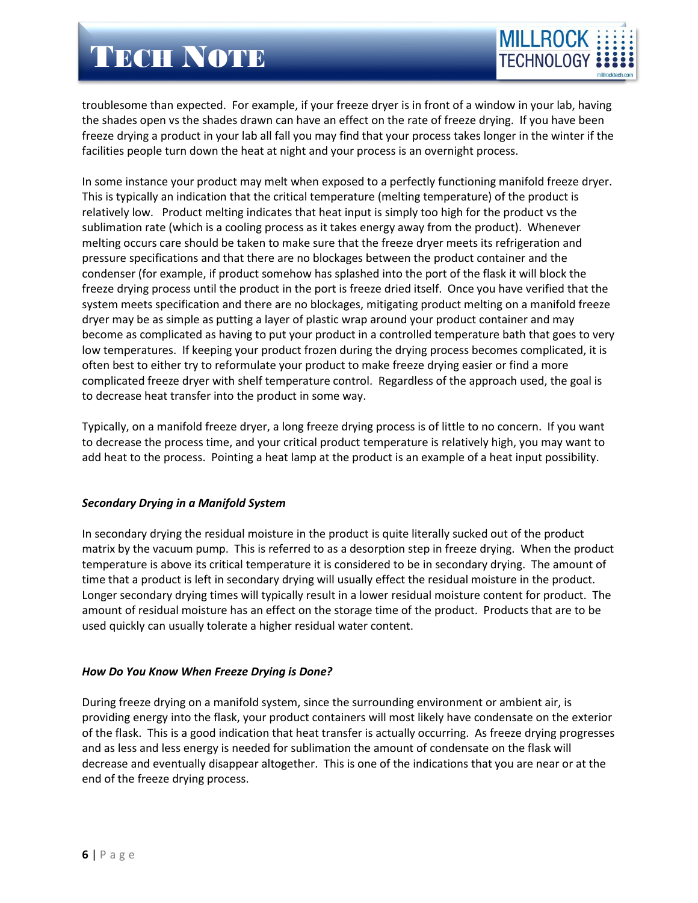troublesome than expected. For example, if your freeze dryer is in front of a window in your lab, having the shades open vs the shades drawn can have an effect on the rate of freeze drying. If you have been freeze drying a product in your lab all fall you may find that your process takes longer in the winter if the facilities people turn down the heat at night and your process is an overnight process.

In some instance your product may melt when exposed to a perfectly functioning manifold freeze dryer. This is typically an indication that the critical temperature (melting temperature) of the product is relatively low. Product melting indicates that heat input is simply too high for the product vs the sublimation rate (which is a cooling process as it takes energy away from the product). Whenever melting occurs care should be taken to make sure that the freeze dryer meets its refrigeration and pressure specifications and that there are no blockages between the product container and the condenser (for example, if product somehow has splashed into the port of the flask it will block the freeze drying process until the product in the port is freeze dried itself. Once you have verified that the system meets specification and there are no blockages, mitigating product melting on a manifold freeze dryer may be as simple as putting a layer of plastic wrap around your product container and may become as complicated as having to put your product in a controlled temperature bath that goes to very low temperatures. If keeping your product frozen during the drying process becomes complicated, it is often best to either try to reformulate your product to make freeze drying easier or find a more complicated freeze dryer with shelf temperature control. Regardless of the approach used, the goal is to decrease heat transfer into the product in some way.

Typically, on a manifold freeze dryer, a long freeze drying process is of little to no concern. If you want to decrease the process time, and your critical product temperature is relatively high, you may want to add heat to the process. Pointing a heat lamp at the product is an example of a heat input possibility.

### *Secondary Drying in a Manifold System*

In secondary drying the residual moisture in the product is quite literally sucked out of the product matrix by the vacuum pump. This is referred to as a desorption step in freeze drying. When the product temperature is above its critical temperature it is considered to be in secondary drying. The amount of time that a product is left in secondary drying will usually effect the residual moisture in the product. Longer secondary drying times will typically result in a lower residual moisture content for product. The amount of residual moisture has an effect on the storage time of the product. Products that are to be used quickly can usually tolerate a higher residual water content.

### *How Do You Know When Freeze Drying is Done?*

During freeze drying on a manifold system, since the surrounding environment or ambient air, is providing energy into the flask, your product containers will most likely have condensate on the exterior of the flask. This is a good indication that heat transfer is actually occurring. As freeze drying progresses and as less and less energy is needed for sublimation the amount of condensate on the flask will decrease and eventually disappear altogether. This is one of the indications that you are near or at the end of the freeze drying process.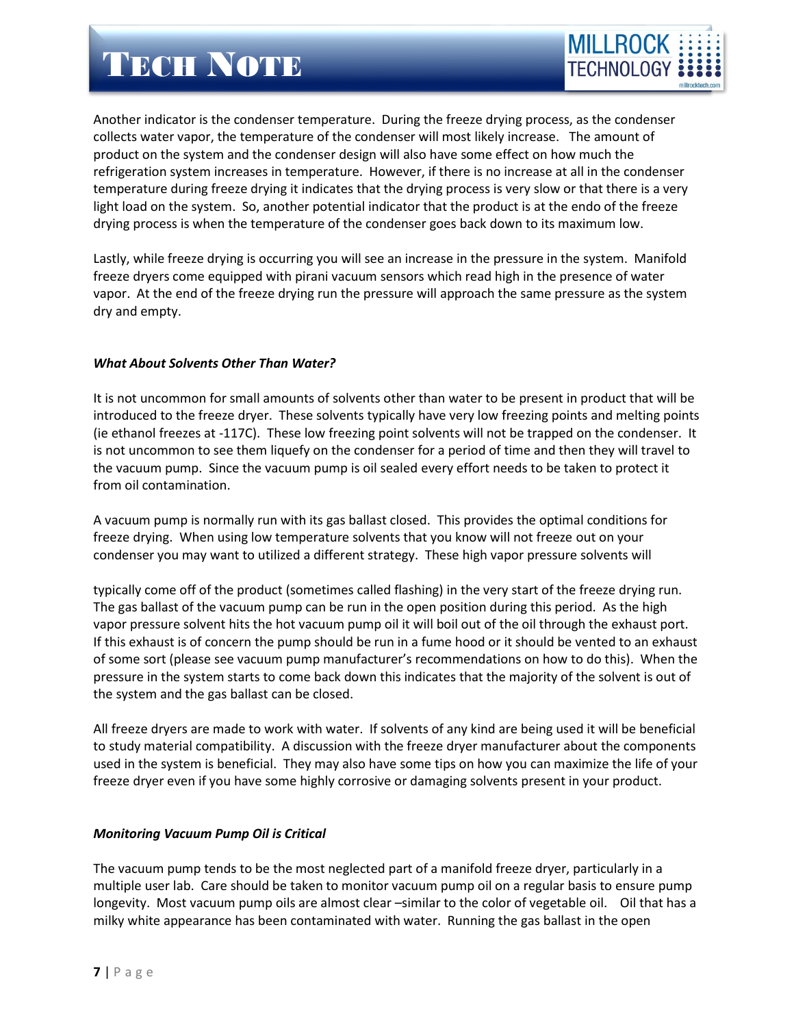Another indicator is the condenser temperature. During the freeze drying process, as the condenser collects water vapor, the temperature of the condenser will most likely increase. The amount of product on the system and the condenser design will also have some effect on how much the refrigeration system increases in temperature. However, if there is no increase at all in the condenser temperature during freeze drying it indicates that the drying process is very slow or that there is a very light load on the system. So, another potential indicator that the product is at the endo of the freeze drying process is when the temperature of the condenser goes back down to its maximum low.

Lastly, while freeze drying is occurring you will see an increase in the pressure in the system. Manifold freeze dryers come equipped with pirani vacuum sensors which read high in the presence of water vapor. At the end of the freeze drying run the pressure will approach the same pressure as the system dry and empty.

### *What About Solvents Other Than Water?*

It is not uncommon for small amounts of solvents other than water to be present in product that will be introduced to the freeze dryer. These solvents typically have very low freezing points and melting points (ie ethanol freezes at -117C). These low freezing point solvents will not be trapped on the condenser. It is not uncommon to see them liquefy on the condenser for a period of time and then they will travel to the vacuum pump. Since the vacuum pump is oil sealed every effort needs to be taken to protect it from oil contamination.

A vacuum pump is normally run with its gas ballast closed. This provides the optimal conditions for freeze drying. When using low temperature solvents that you know will not freeze out on your condenser you may want to utilized a different strategy. These high vapor pressure solvents will typically come off of the product (sometimes called flashing) in the very start of the freeze drying run. The gas ballast of the vacuum pump can be run in the open position during this period. As the high vapor pressure solvent hits the hot vacuum pump oil it will boil out of the oil through the exhaust port. If this exhaust is of concern the pump should be run in a fume hood or it should be vented to an exhaust of some sort (please see vacuum pump manufacturer's recommendations on how to do this). When the pressure in the system starts to come back down this indicates that the majority of the solvent is out of the system and the gas ballast can be closed.

All freeze dryers are made to work with water. If solvents of any kind are being used it will be beneficial to study material compatibility. A discussion with the freeze dryer manufacturer about the components used in the system is beneficial. They may also have some tips on how you can maximize the life of your freeze dryer even if you have some highly corrosive or damaging solvents present in your product.

### *Monitoring Vacuum Pump Oil is Critical*

The vacuum pump tends to be the most neglected part of a manifold freeze dryer, particularly in a multiple user lab. Care should be taken to monitor vacuum pump oil on a regular basis to ensure pump longevity. Most vacuum pump oils are almost clear –similar to the color of vegetable oil. Oil that has a milky white appearance has been contaminated with water. Running the gas ballast in the open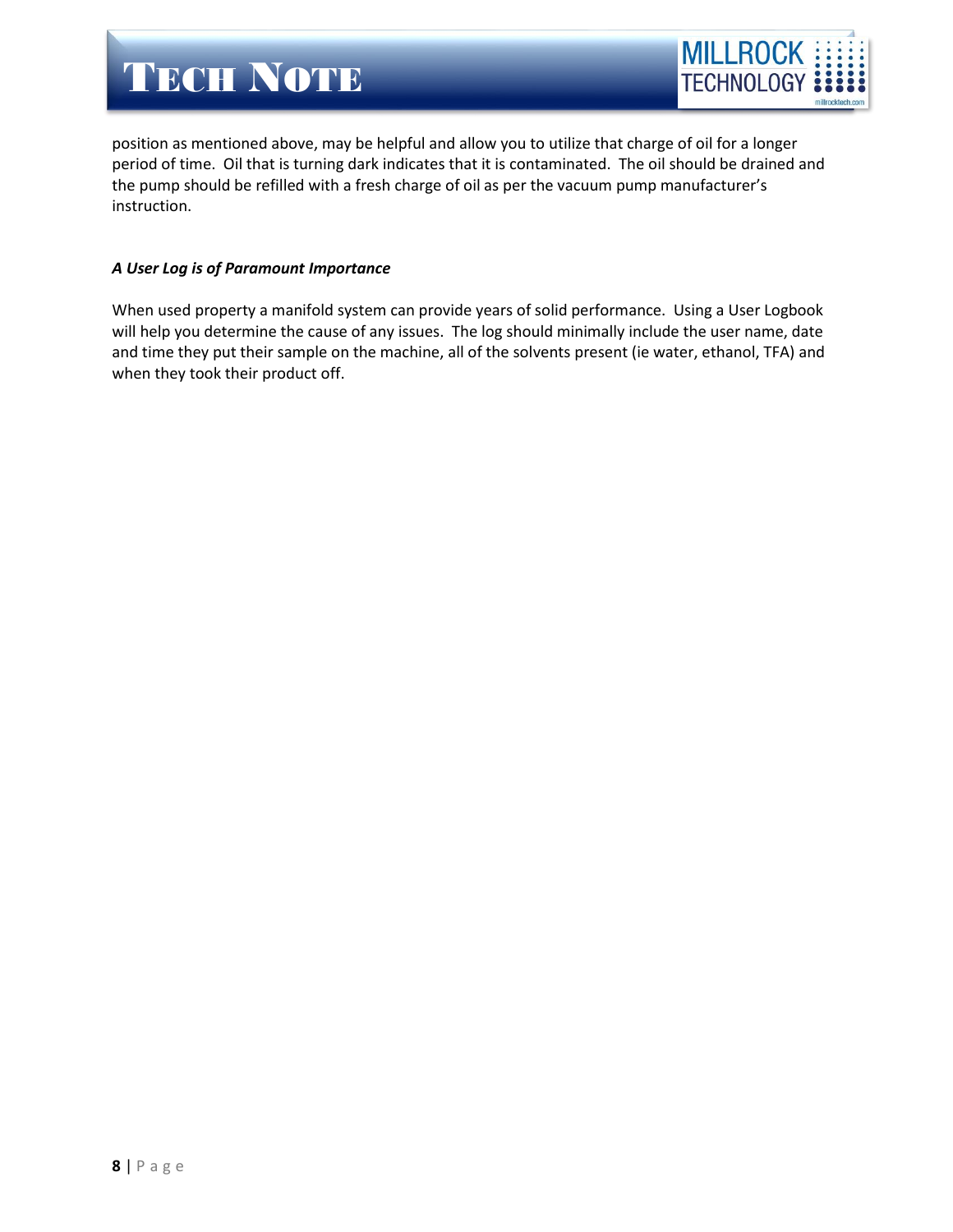position as mentioned above, may be helpful and allow you to utilize that charge of oil for a longer period of time. Oil that is turning dark indicates that it is contaminated. The oil should be drained and the pump should be refilled with a fresh charge of oil as per the vacuum pump manufacturer's instruction.

***A User Log is of Paramount Importance***

When used property a manifold system can provide years of solid performance. Using a User Logbook will help you determine the cause of any issues. The log should minimally include the user name, date and time they put their sample on the machine, all of the solvents present (ie water, ethanol, TFA) and when they took their product off.